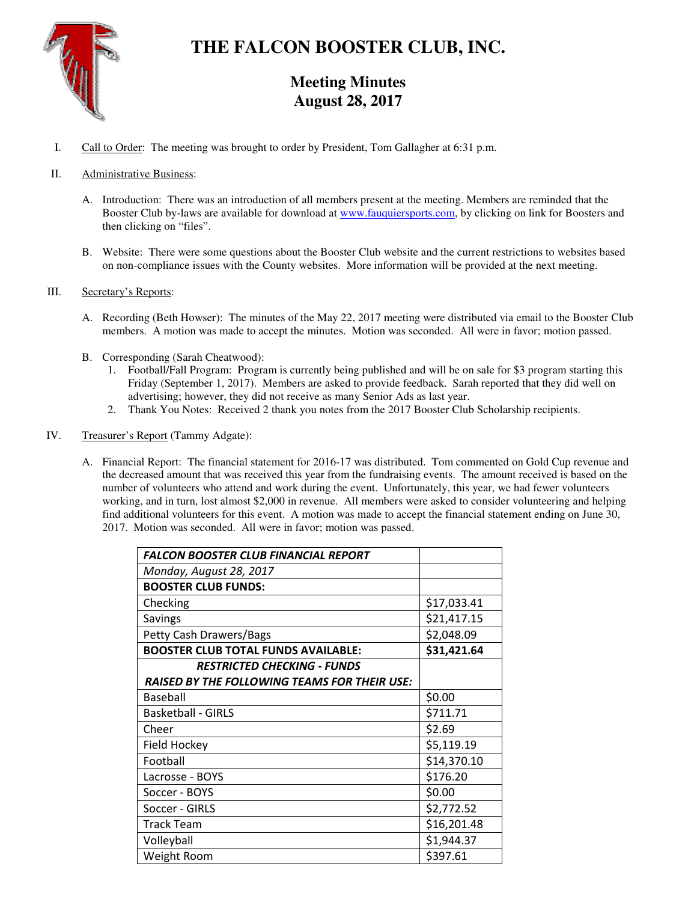# THE FALCON BOOSTER CLUB, INC.

## Meeting Minutes
## August 28, 2017

I. Call to Order: The meeting was brought to order by President, Tom Gallagher at 6:31 p.m.

II. Administrative Business:

   A. Introduction: There was an introduction of all members present at the meeting. Members are reminded that the Booster Club by-laws are available for download at www.fauquiersports.com, by clicking on link for Boosters and then clicking on "files".

   B. Website: There were some questions about the Booster Club website and the current restrictions to websites based on non-compliance issues with the County websites. More information will be provided at the next meeting.

III. Secretary's Reports:

   A. Recording (Beth Howser): The minutes of the May 22, 2017 meeting were distributed via email to the Booster Club members. A motion was made to accept the minutes. Motion was seconded. All were in favor; motion passed.

   B. Corresponding (Sarah Cheatwood):
      1. Football/Fall Program: Program is currently being published and will be on sale for $3 program starting this Friday (September 1, 2017). Members are asked to provide feedback. Sarah reported that they did well on advertising; however, they did not receive as many Senior Ads as last year.
      2. Thank You Notes: Received 2 thank you notes from the 2017 Booster Club Scholarship recipients.

IV. Treasurer's Report (Tammy Adgate):

   A. Financial Report: The financial statement for 2016-17 was distributed. Tom commented on Gold Cup revenue and the decreased amount that was received this year from the fundraising events. The amount received is based on the number of volunteers who attend and work during the event. Unfortunately, this year, we had fewer volunteers working, and in turn, lost almost $2,000 in revenue. All members were asked to consider volunteering and helping find additional volunteers for this event. A motion was made to accept the financial statement ending on June 30, 2017. Motion was seconded. All were in favor; motion was passed.

| ***FALCON BOOSTER CLUB FINANCIAL REPORT*** | |
|---|---|
| *Monday, August 28, 2017* | |
| **BOOSTER CLUB FUNDS:** | |
| Checking | $17,033.41 |
| Savings | $21,417.15 |
| Petty Cash Drawers/Bags | $2,048.09 |
| **BOOSTER CLUB TOTAL FUNDS AVAILABLE:** | **$31,421.64** |
| ***RESTRICTED CHECKING - FUNDS RAISED BY THE FOLLOWING TEAMS FOR THEIR USE:*** | |
| Baseball | $0.00 |
| Basketball - GIRLS | $711.71 |
| Cheer | $2.69 |
| Field Hockey | $5,119.19 |
| Football | $14,370.10 |
| Lacrosse - BOYS | $176.20 |
| Soccer - BOYS | $0.00 |
| Soccer - GIRLS | $2,772.52 |
| Track Team | $16,201.48 |
| Volleyball | $1,944.37 |
| Weight Room | $397.61 |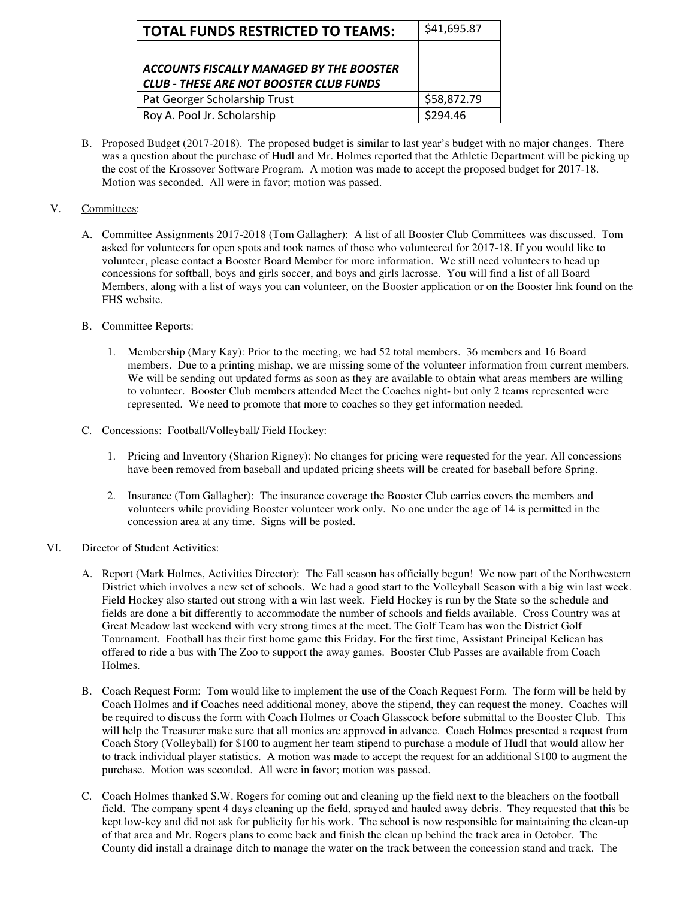| **TOTAL FUNDS RESTRICTED TO TEAMS:** | $41,695.87 |
| --- | --- |
| | |
| ***ACCOUNTS FISCALLY MANAGED BY THE BOOSTER CLUB - THESE ARE NOT BOOSTER CLUB FUNDS*** | |
| Pat Georger Scholarship Trust | $58,872.79 |
| Roy A. Pool Jr. Scholarship | $294.46 |

B. Proposed Budget (2017-2018). The proposed budget is similar to last year's budget with no major changes. There was a question about the purchase of Hudl and Mr. Holmes reported that the Athletic Department will be picking up the cost of the Krossover Software Program. A motion was made to accept the proposed budget for 2017-18. Motion was seconded. All were in favor; motion was passed.

V. Committees:

A. Committee Assignments 2017-2018 (Tom Gallagher): A list of all Booster Club Committees was discussed. Tom asked for volunteers for open spots and took names of those who volunteered for 2017-18. If you would like to volunteer, please contact a Booster Board Member for more information. We still need volunteers to head up concessions for softball, boys and girls soccer, and boys and girls lacrosse. You will find a list of all Board Members, along with a list of ways you can volunteer, on the Booster application or on the Booster link found on the FHS website.

B. Committee Reports:

1. Membership (Mary Kay): Prior to the meeting, we had 52 total members. 36 members and 16 Board members. Due to a printing mishap, we are missing some of the volunteer information from current members. We will be sending out updated forms as soon as they are available to obtain what areas members are willing to volunteer. Booster Club members attended Meet the Coaches night- but only 2 teams represented were represented. We need to promote that more to coaches so they get information needed.

C. Concessions: Football/Volleyball/ Field Hockey:

1. Pricing and Inventory (Sharion Rigney): No changes for pricing were requested for the year. All concessions have been removed from baseball and updated pricing sheets will be created for baseball before Spring.

2. Insurance (Tom Gallagher): The insurance coverage the Booster Club carries covers the members and volunteers while providing Booster volunteer work only. No one under the age of 14 is permitted in the concession area at any time. Signs will be posted.

VI. Director of Student Activities:

A. Report (Mark Holmes, Activities Director): The Fall season has officially begun! We now part of the Northwestern District which involves a new set of schools. We had a good start to the Volleyball Season with a big win last week. Field Hockey also started out strong with a win last week. Field Hockey is run by the State so the schedule and fields are done a bit differently to accommodate the number of schools and fields available. Cross Country was at Great Meadow last weekend with very strong times at the meet. The Golf Team has won the District Golf Tournament. Football has their first home game this Friday. For the first time, Assistant Principal Kelican has offered to ride a bus with The Zoo to support the away games. Booster Club Passes are available from Coach Holmes.

B. Coach Request Form: Tom would like to implement the use of the Coach Request Form. The form will be held by Coach Holmes and if Coaches need additional money, above the stipend, they can request the money. Coaches will be required to discuss the form with Coach Holmes or Coach Glasscock before submittal to the Booster Club. This will help the Treasurer make sure that all monies are approved in advance. Coach Holmes presented a request from Coach Story (Volleyball) for $100 to augment her team stipend to purchase a module of Hudl that would allow her to track individual player statistics. A motion was made to accept the request for an additional $100 to augment the purchase. Motion was seconded. All were in favor; motion was passed.

C. Coach Holmes thanked S.W. Rogers for coming out and cleaning up the field next to the bleachers on the football field. The company spent 4 days cleaning up the field, sprayed and hauled away debris. They requested that this be kept low-key and did not ask for publicity for his work. The school is now responsible for maintaining the clean-up of that area and Mr. Rogers plans to come back and finish the clean up behind the track area in October. The County did install a drainage ditch to manage the water on the track between the concession stand and track. The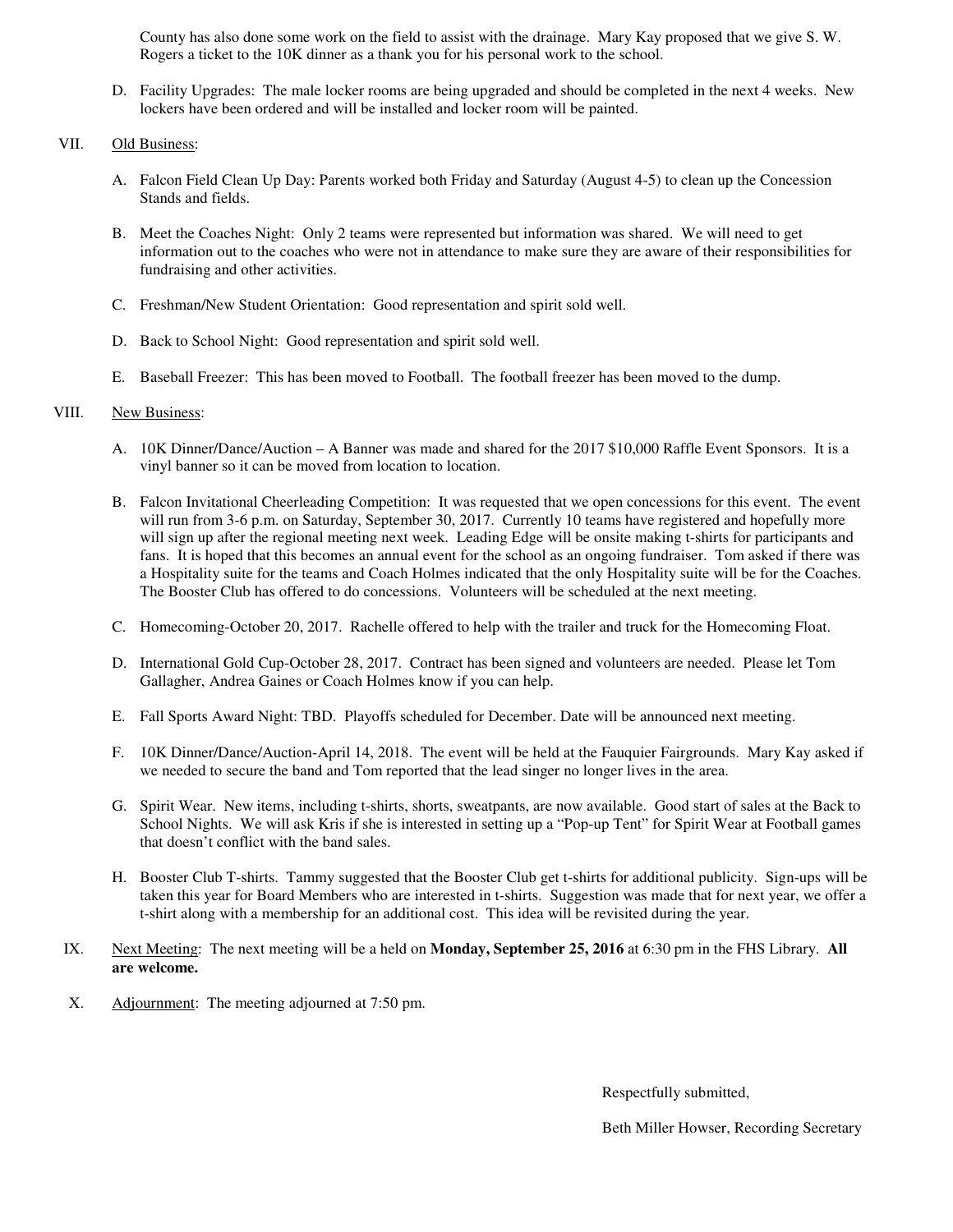County has also done some work on the field to assist with the drainage. Mary Kay proposed that we give S. W. Rogers a ticket to the 10K dinner as a thank you for his personal work to the school.

D. Facility Upgrades: The male locker rooms are being upgraded and should be completed in the next 4 weeks. New lockers have been ordered and will be installed and locker room will be painted.

VII. Old Business:

A. Falcon Field Clean Up Day: Parents worked both Friday and Saturday (August 4-5) to clean up the Concession Stands and fields.

B. Meet the Coaches Night: Only 2 teams were represented but information was shared. We will need to get information out to the coaches who were not in attendance to make sure they are aware of their responsibilities for fundraising and other activities.

C. Freshman/New Student Orientation: Good representation and spirit sold well.

D. Back to School Night: Good representation and spirit sold well.

E. Baseball Freezer: This has been moved to Football. The football freezer has been moved to the dump.

VIII. New Business:

A. 10K Dinner/Dance/Auction – A Banner was made and shared for the 2017 $10,000 Raffle Event Sponsors. It is a vinyl banner so it can be moved from location to location.

B. Falcon Invitational Cheerleading Competition: It was requested that we open concessions for this event. The event will run from 3-6 p.m. on Saturday, September 30, 2017. Currently 10 teams have registered and hopefully more will sign up after the regional meeting next week. Leading Edge will be onsite making t-shirts for participants and fans. It is hoped that this becomes an annual event for the school as an ongoing fundraiser. Tom asked if there was a Hospitality suite for the teams and Coach Holmes indicated that the only Hospitality suite will be for the Coaches. The Booster Club has offered to do concessions. Volunteers will be scheduled at the next meeting.

C. Homecoming-October 20, 2017. Rachelle offered to help with the trailer and truck for the Homecoming Float.

D. International Gold Cup-October 28, 2017. Contract has been signed and volunteers are needed. Please let Tom Gallagher, Andrea Gaines or Coach Holmes know if you can help.

E. Fall Sports Award Night: TBD. Playoffs scheduled for December. Date will be announced next meeting.

F. 10K Dinner/Dance/Auction-April 14, 2018. The event will be held at the Fauquier Fairgrounds. Mary Kay asked if we needed to secure the band and Tom reported that the lead singer no longer lives in the area.

G. Spirit Wear. New items, including t-shirts, shorts, sweatpants, are now available. Good start of sales at the Back to School Nights. We will ask Kris if she is interested in setting up a "Pop-up Tent" for Spirit Wear at Football games that doesn't conflict with the band sales.

H. Booster Club T-shirts. Tammy suggested that the Booster Club get t-shirts for additional publicity. Sign-ups will be taken this year for Board Members who are interested in t-shirts. Suggestion was made that for next year, we offer a t-shirt along with a membership for an additional cost. This idea will be revisited during the year.

IX. Next Meeting: The next meeting will be a held on **Monday, September 25, 2016** at 6:30 pm in the FHS Library. **All are welcome.**

X. Adjournment: The meeting adjourned at 7:50 pm.

Respectfully submitted,

Beth Miller Howser, Recording Secretary